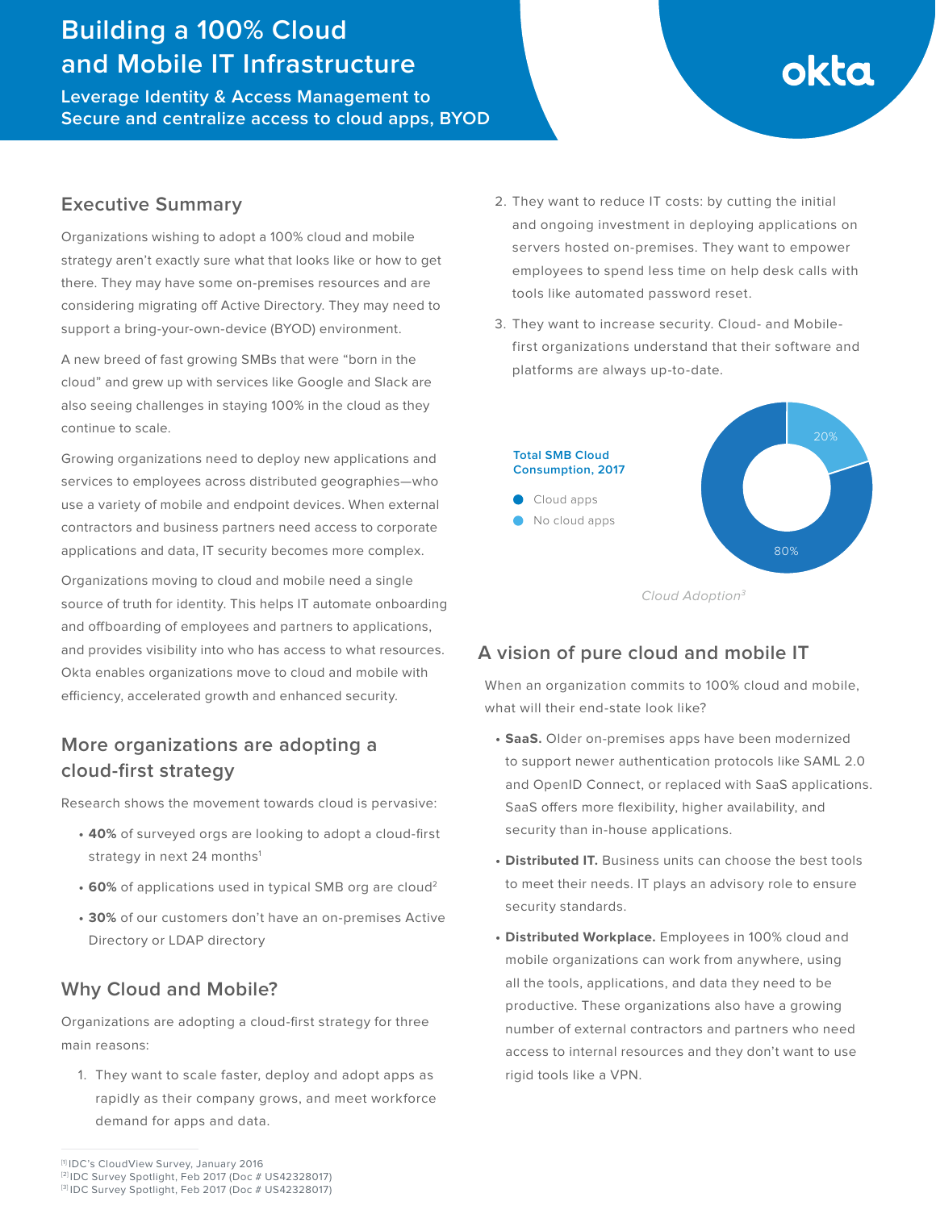# Building a 100% Cloud and Mobile IT Infrastructure

**Leverage Identity & Access Management to Secure and centralize access to cloud apps, BYOD**

okta

## Executive Summary

Organizations wishing to adopt a 100% cloud and mobile strategy aren't exactly sure what that looks like or how to get there. They may have some on-premises resources and are considering migrating off Active Directory. They may need to support a bring-your-own-device (BYOD) environment.

A new breed of fast growing SMBs that were "born in the cloud" and grew up with services like Google and Slack are also seeing challenges in staying 100% in the cloud as they continue to scale.

Growing organizations need to deploy new applications and services to employees across distributed geographies—who use a variety of mobile and endpoint devices. When external contractors and business partners need access to corporate applications and data, IT security becomes more complex.

Organizations moving to cloud and mobile need a single source of truth for identity. This helps IT automate onboarding and offboarding of employees and partners to applications, and provides visibility into who has access to what resources. Okta enables organizations move to cloud and mobile with efficiency, accelerated growth and enhanced security.

## More organizations are adopting a cloud-first strategy

Research shows the movement towards cloud is pervasive:

- **40%** of surveyed orgs are looking to adopt a cloud-first strategy in next 24 months[1]
- **60%** of applications used in typical SMB org are cloud[2]
- **30%** of our customers don't have an on-premises Active Directory or LDAP directory

## Why Cloud and Mobile?

Organizations are adopting a cloud-first strategy for three main reasons:

1. They want to scale faster, deploy and adopt apps as rapidly as their company grows, and meet workforce demand for apps and data.
2. They want to reduce IT costs: by cutting the initial and ongoing investment in deploying applications on servers hosted on-premises. They want to empower employees to spend less time on help desk calls with tools like automated password reset.
3. They want to increase security. Cloud- and Mobile-first organizations understand that their software and platforms are always up-to-date.

**Total SMB Cloud Consumption, 2017**

- Cloud apps: 80%
- No cloud apps: 20%

*Cloud Adoption[3]*

## A vision of pure cloud and mobile IT

When an organization commits to 100% cloud and mobile, what will their end-state look like?

- **SaaS.** Older on-premises apps have been modernized to support newer authentication protocols like SAML 2.0 and OpenID Connect, or replaced with SaaS applications. SaaS offers more flexibility, higher availability, and security than in-house applications.
- **Distributed IT.** Business units can choose the best tools to meet their needs. IT plays an advisory role to ensure security standards.
- **Distributed Workplace.** Employees in 100% cloud and mobile organizations can work from anywhere, using all the tools, applications, and data they need to be productive. These organizations also have a growing number of external contractors and partners who need access to internal resources and they don't want to use rigid tools like a VPN.

---

[1] IDC's CloudView Survey, January 2016
[2] IDC Survey Spotlight, Feb 2017 (Doc # US42328017)
[3] IDC Survey Spotlight, Feb 2017 (Doc # US42328017)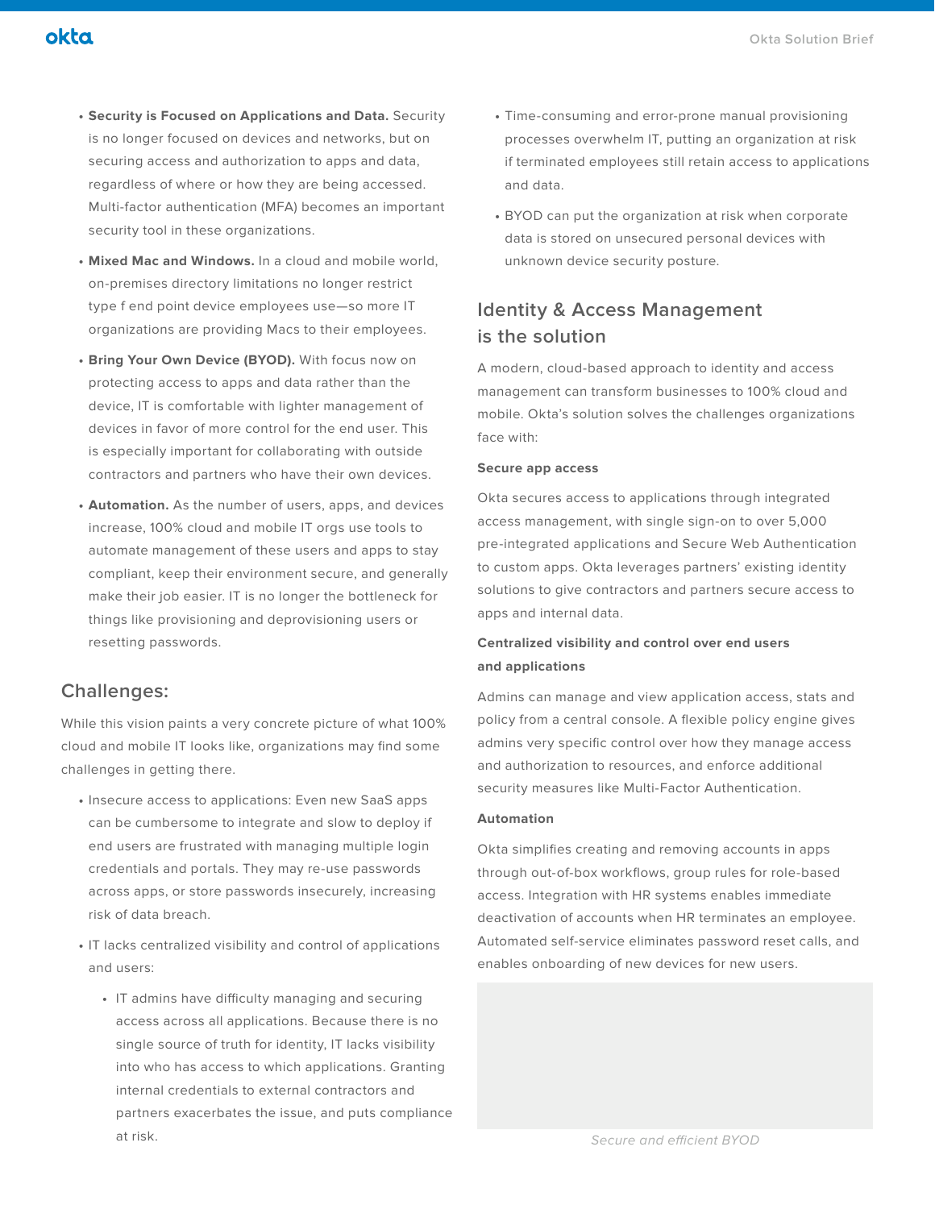- **Security is Focused on Applications and Data.** Security is no longer focused on devices and networks, but on securing access and authorization to apps and data, regardless of where or how they are being accessed. Multi-factor authentication (MFA) becomes an important security tool in these organizations.
- **Mixed Mac and Windows.** In a cloud and mobile world, on-premises directory limitations no longer restrict type f end point device employees use—so more IT organizations are providing Macs to their employees.
- **Bring Your Own Device (BYOD).** With focus now on protecting access to apps and data rather than the device, IT is comfortable with lighter management of devices in favor of more control for the end user. This is especially important for collaborating with outside contractors and partners who have their own devices.
- **Automation.** As the number of users, apps, and devices increase, 100% cloud and mobile IT orgs use tools to automate management of these users and apps to stay compliant, keep their environment secure, and generally make their job easier. IT is no longer the bottleneck for things like provisioning and deprovisioning users or resetting passwords.

## Challenges:

While this vision paints a very concrete picture of what 100% cloud and mobile IT looks like, organizations may find some challenges in getting there.

- Insecure access to applications: Even new SaaS apps can be cumbersome to integrate and slow to deploy if end users are frustrated with managing multiple login credentials and portals. They may re-use passwords across apps, or store passwords insecurely, increasing risk of data breach.
- IT lacks centralized visibility and control of applications and users:
  - IT admins have difficulty managing and securing access across all applications. Because there is no single source of truth for identity, IT lacks visibility into who has access to which applications. Granting internal credentials to external contractors and partners exacerbates the issue, and puts compliance at risk.
- Time-consuming and error-prone manual provisioning processes overwhelm IT, putting an organization at risk if terminated employees still retain access to applications and data.
- BYOD can put the organization at risk when corporate data is stored on unsecured personal devices with unknown device security posture.

## Identity & Access Management is the solution

A modern, cloud-based approach to identity and access management can transform businesses to 100% cloud and mobile. Okta's solution solves the challenges organizations face with:

**Secure app access**

Okta secures access to applications through integrated access management, with single sign-on to over 5,000 pre-integrated applications and Secure Web Authentication to custom apps. Okta leverages partners' existing identity solutions to give contractors and partners secure access to apps and internal data.

**Centralized visibility and control over end users and applications**

Admins can manage and view application access, stats and policy from a central console. A flexible policy engine gives admins very specific control over how they manage access and authorization to resources, and enforce additional security measures like Multi-Factor Authentication.

**Automation**

Okta simplifies creating and removing accounts in apps through out-of-box workflows, group rules for role-based access. Integration with HR systems enables immediate deactivation of accounts when HR terminates an employee. Automated self-service eliminates password reset calls, and enables onboarding of new devices for new users.

*Secure and efficient BYOD*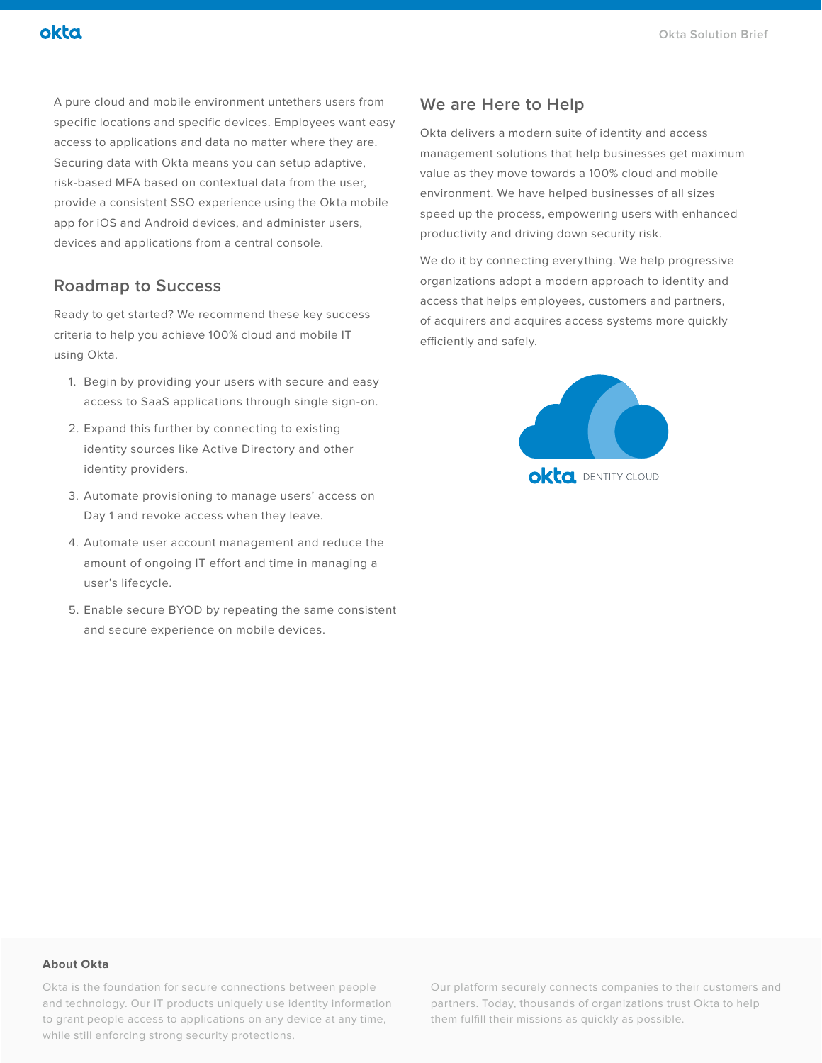A pure cloud and mobile environment untethers users from specific locations and specific devices. Employees want easy access to applications and data no matter where they are. Securing data with Okta means you can setup adaptive, risk-based MFA based on contextual data from the user, provide a consistent SSO experience using the Okta mobile app for iOS and Android devices, and administer users, devices and applications from a central console.

## Roadmap to Success

Ready to get started? We recommend these key success criteria to help you achieve 100% cloud and mobile IT using Okta.

1. Begin by providing your users with secure and easy access to SaaS applications through single sign-on.
2. Expand this further by connecting to existing identity sources like Active Directory and other identity providers.
3. Automate provisioning to manage users' access on Day 1 and revoke access when they leave.
4. Automate user account management and reduce the amount of ongoing IT effort and time in managing a user's lifecycle.
5. Enable secure BYOD by repeating the same consistent and secure experience on mobile devices.

## We are Here to Help

Okta delivers a modern suite of identity and access management solutions that help businesses get maximum value as they move towards a 100% cloud and mobile environment. We have helped businesses of all sizes speed up the process, empowering users with enhanced productivity and driving down security risk.

We do it by connecting everything. We help progressive organizations adopt a modern approach to identity and access that helps employees, customers and partners, of acquirers and acquires access systems more quickly efficiently and safely.

okta IDENTITY CLOUD

**About Okta**

Okta is the foundation for secure connections between people and technology. Our IT products uniquely use identity information to grant people access to applications on any device at any time, while still enforcing strong security protections.

Our platform securely connects companies to their customers and partners. Today, thousands of organizations trust Okta to help them fulfill their missions as quickly as possible.